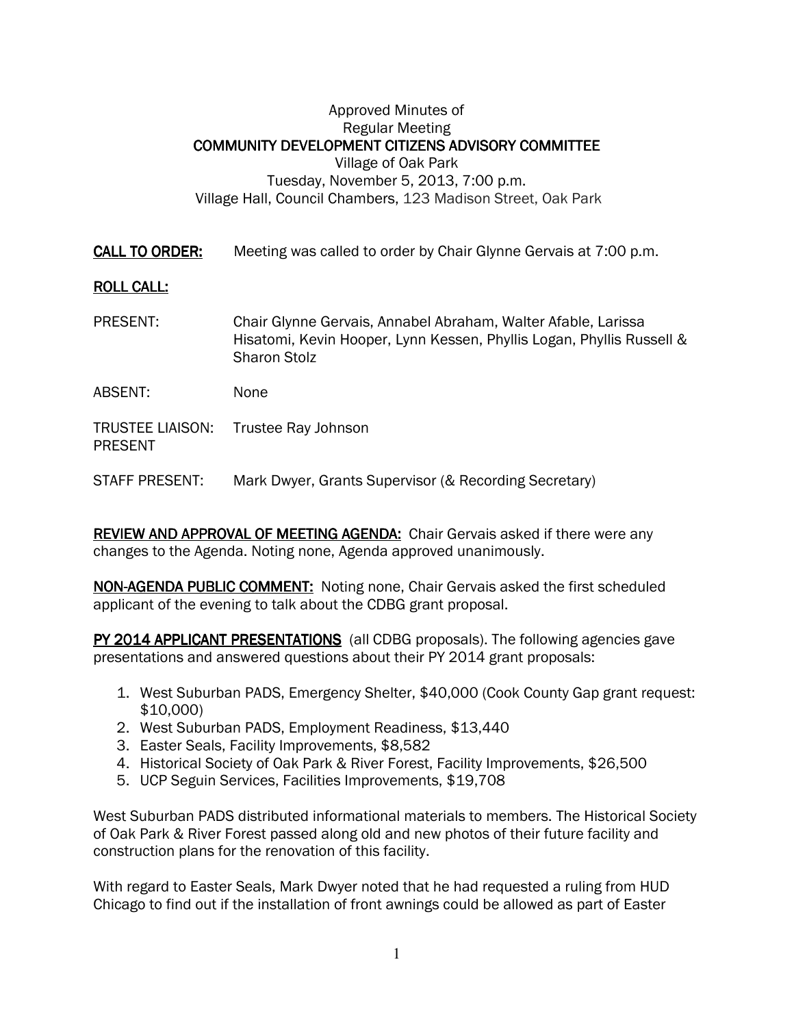Approved Minutes of
Regular Meeting
**COMMUNITY DEVELOPMENT CITIZENS ADVISORY COMMITTEE**
Village of Oak Park
Tuesday, November 5, 2013, 7:00 p.m.
Village Hall, Council Chambers, 123 Madison Street, Oak Park

**CALL TO ORDER:** Meeting was called to order by Chair Glynne Gervais at 7:00 p.m.

**ROLL CALL:**

PRESENT: Chair Glynne Gervais, Annabel Abraham, Walter Afable, Larissa Hisatomi, Kevin Hooper, Lynn Kessen, Phyllis Logan, Phyllis Russell & Sharon Stolz

ABSENT: None

TRUSTEE LIAISON: PRESENT Trustee Ray Johnson

STAFF PRESENT: Mark Dwyer, Grants Supervisor (& Recording Secretary)

**REVIEW AND APPROVAL OF MEETING AGENDA:** Chair Gervais asked if there were any changes to the Agenda. Noting none, Agenda approved unanimously.

**NON-AGENDA PUBLIC COMMENT:** Noting none, Chair Gervais asked the first scheduled applicant of the evening to talk about the CDBG grant proposal.

**PY 2014 APPLICANT PRESENTATIONS** (all CDBG proposals). The following agencies gave presentations and answered questions about their PY 2014 grant proposals:

1. West Suburban PADS, Emergency Shelter, $40,000 (Cook County Gap grant request: $10,000)
2. West Suburban PADS, Employment Readiness, $13,440
3. Easter Seals, Facility Improvements, $8,582
4. Historical Society of Oak Park & River Forest, Facility Improvements, $26,500
5. UCP Seguin Services, Facilities Improvements, $19,708

West Suburban PADS distributed informational materials to members. The Historical Society of Oak Park & River Forest passed along old and new photos of their future facility and construction plans for the renovation of this facility.

With regard to Easter Seals, Mark Dwyer noted that he had requested a ruling from HUD Chicago to find out if the installation of front awnings could be allowed as part of Easter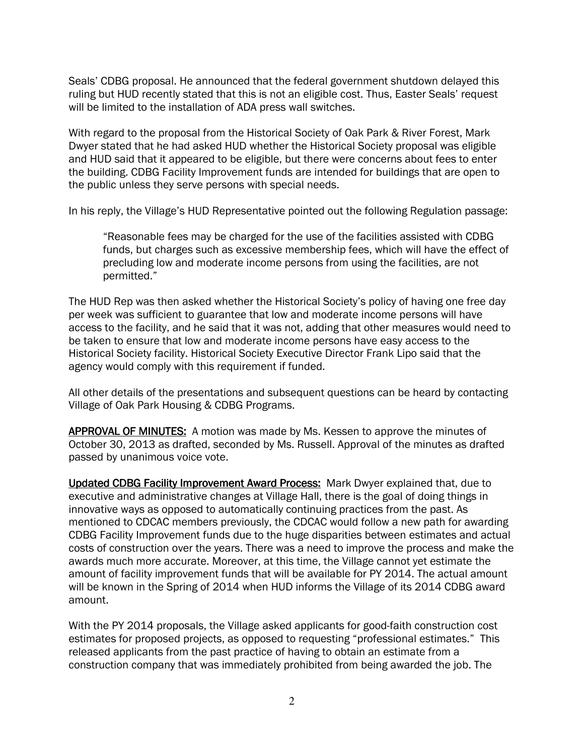Seals' CDBG proposal. He announced that the federal government shutdown delayed this ruling but HUD recently stated that this is not an eligible cost. Thus, Easter Seals' request will be limited to the installation of ADA press wall switches.

With regard to the proposal from the Historical Society of Oak Park & River Forest, Mark Dwyer stated that he had asked HUD whether the Historical Society proposal was eligible and HUD said that it appeared to be eligible, but there were concerns about fees to enter the building. CDBG Facility Improvement funds are intended for buildings that are open to the public unless they serve persons with special needs.

In his reply, the Village's HUD Representative pointed out the following Regulation passage:

> "Reasonable fees may be charged for the use of the facilities assisted with CDBG funds, but charges such as excessive membership fees, which will have the effect of precluding low and moderate income persons from using the facilities, are not permitted."

The HUD Rep was then asked whether the Historical Society's policy of having one free day per week was sufficient to guarantee that low and moderate income persons will have access to the facility, and he said that it was not, adding that other measures would need to be taken to ensure that low and moderate income persons have easy access to the Historical Society facility. Historical Society Executive Director Frank Lipo said that the agency would comply with this requirement if funded.

All other details of the presentations and subsequent questions can be heard by contacting Village of Oak Park Housing & CDBG Programs.

**APPROVAL OF MINUTES:** A motion was made by Ms. Kessen to approve the minutes of October 30, 2013 as drafted, seconded by Ms. Russell. Approval of the minutes as drafted passed by unanimous voice vote.

**Updated CDBG Facility Improvement Award Process:** Mark Dwyer explained that, due to executive and administrative changes at Village Hall, there is the goal of doing things in innovative ways as opposed to automatically continuing practices from the past. As mentioned to CDCAC members previously, the CDCAC would follow a new path for awarding CDBG Facility Improvement funds due to the huge disparities between estimates and actual costs of construction over the years. There was a need to improve the process and make the awards much more accurate. Moreover, at this time, the Village cannot yet estimate the amount of facility improvement funds that will be available for PY 2014. The actual amount will be known in the Spring of 2014 when HUD informs the Village of its 2014 CDBG award amount.

With the PY 2014 proposals, the Village asked applicants for good-faith construction cost estimates for proposed projects, as opposed to requesting "professional estimates." This released applicants from the past practice of having to obtain an estimate from a construction company that was immediately prohibited from being awarded the job. The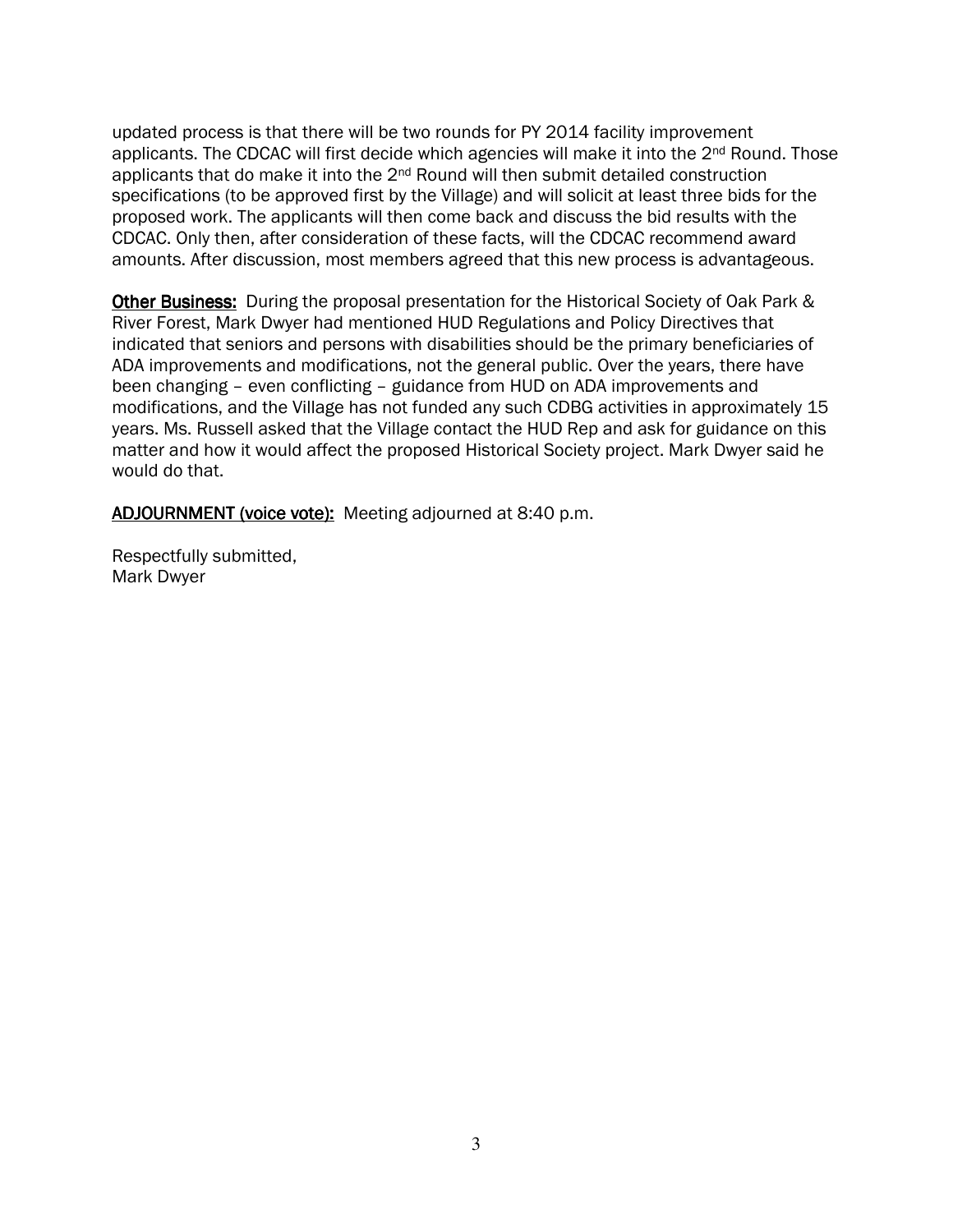updated process is that there will be two rounds for PY 2014 facility improvement applicants. The CDCAC will first decide which agencies will make it into the 2nd Round. Those applicants that do make it into the 2nd Round will then submit detailed construction specifications (to be approved first by the Village) and will solicit at least three bids for the proposed work. The applicants will then come back and discuss the bid results with the CDCAC. Only then, after consideration of these facts, will the CDCAC recommend award amounts. After discussion, most members agreed that this new process is advantageous.

**Other Business:** During the proposal presentation for the Historical Society of Oak Park & River Forest, Mark Dwyer had mentioned HUD Regulations and Policy Directives that indicated that seniors and persons with disabilities should be the primary beneficiaries of ADA improvements and modifications, not the general public. Over the years, there have been changing – even conflicting – guidance from HUD on ADA improvements and modifications, and the Village has not funded any such CDBG activities in approximately 15 years. Ms. Russell asked that the Village contact the HUD Rep and ask for guidance on this matter and how it would affect the proposed Historical Society project. Mark Dwyer said he would do that.

**ADJOURNMENT (voice vote):** Meeting adjourned at 8:40 p.m.

Respectfully submitted,
Mark Dwyer